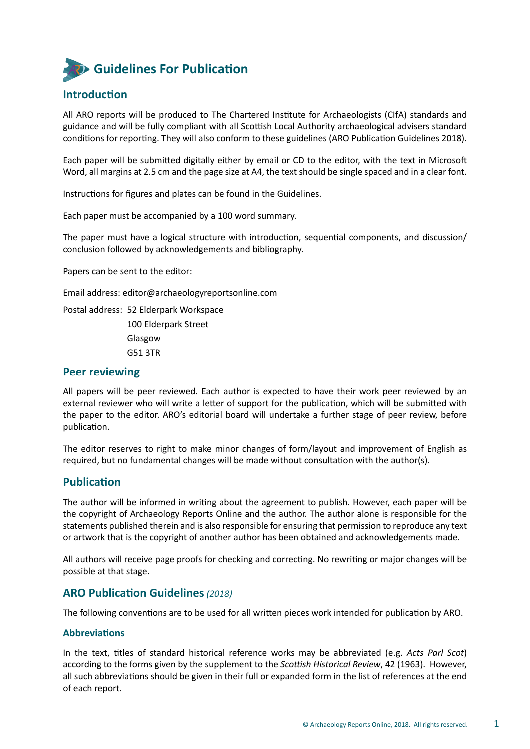# Guidelines For Publication

## Introduction

All ARO reports will be produced to The Chartered Institute for Archaeologists (CIfA) standards and guidance and will be fully compliant with all Scottish Local Authority archaeological advisers standard conditions for reporting. They will also conform to these guidelines (ARO Publication Guidelines 2018).

Each paper will be submitted digitally either by email or CD to the editor, with the text in Microsoft Word, all margins at 2.5 cm and the page size at A4, the text should be single spaced and in a clear font.

Instructions for figures and plates can be found in the Guidelines.

Each paper must be accompanied by a 100 word summary.

The paper must have a logical structure with introduction, sequential components, and discussion/ conclusion followed by acknowledgements and bibliography.

Papers can be sent to the editor:

Email address: editor@archaeologyreportsonline.com

Postal address: 52 Elderpark Workspace
100 Elderpark Street
Glasgow
G51 3TR

## Peer reviewing

All papers will be peer reviewed. Each author is expected to have their work peer reviewed by an external reviewer who will write a letter of support for the publication, which will be submitted with the paper to the editor. ARO's editorial board will undertake a further stage of peer review, before publication.

The editor reserves to right to make minor changes of form/layout and improvement of English as required, but no fundamental changes will be made without consultation with the author(s).

## Publication

The author will be informed in writing about the agreement to publish. However, each paper will be the copyright of Archaeology Reports Online and the author. The author alone is responsible for the statements published therein and is also responsible for ensuring that permission to reproduce any text or artwork that is the copyright of another author has been obtained and acknowledgements made.

All authors will receive page proofs for checking and correcting. No rewriting or major changes will be possible at that stage.

## ARO Publication Guidelines *(2018)*

The following conventions are to be used for all written pieces work intended for publication by ARO.

### Abbreviations

In the text, titles of standard historical reference works may be abbreviated (e.g. *Acts Parl Scot*) according to the forms given by the supplement to the *Scottish Historical Review*, 42 (1963). However, all such abbreviations should be given in their full or expanded form in the list of references at the end of each report.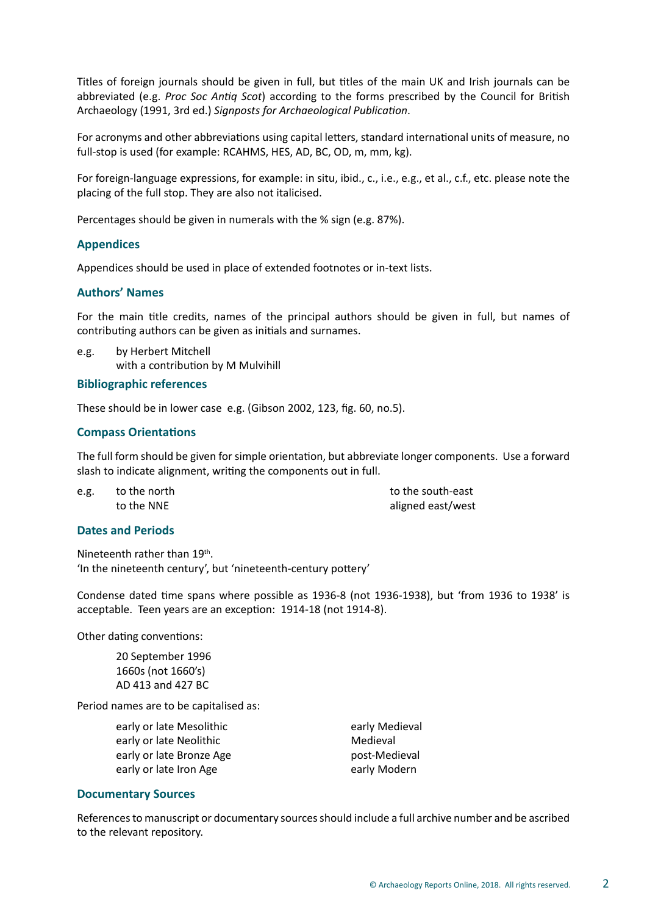Titles of foreign journals should be given in full, but titles of the main UK and Irish journals can be abbreviated (e.g. *Proc Soc Antiq Scot*) according to the forms prescribed by the Council for British Archaeology (1991, 3rd ed.) *Signposts for Archaeological Publication*.

For acronyms and other abbreviations using capital letters, standard international units of measure, no full-stop is used (for example: RCAHMS, HES, AD, BC, OD, m, mm, kg).

For foreign-language expressions, for example: in situ, ibid., c., i.e., e.g., et al., c.f., etc. please note the placing of the full stop. They are also not italicised.

Percentages should be given in numerals with the % sign (e.g. 87%).

### Appendices

Appendices should be used in place of extended footnotes or in-text lists.

### Authors' Names

For the main title credits, names of the principal authors should be given in full, but names of contributing authors can be given as initials and surnames.

e.g. by Herbert Mitchell
with a contribution by M Mulvihill

### Bibliographic references

These should be in lower case e.g. (Gibson 2002, 123, fig. 60, no.5).

### Compass Orientations

The full form should be given for simple orientation, but abbreviate longer components. Use a forward slash to indicate alignment, writing the components out in full.

e.g.
- to the north
- to the NNE
- to the south-east
- aligned east/west

### Dates and Periods

Nineteenth rather than 19th.
'In the nineteenth century', but 'nineteenth-century pottery'

Condense dated time spans where possible as 1936-8 (not 1936-1938), but 'from 1936 to 1938' is acceptable. Teen years are an exception: 1914-18 (not 1914-8).

Other dating conventions:

20 September 1996
1660s (not 1660's)
AD 413 and 427 BC

Period names are to be capitalised as:

- early or late Mesolithic
- early or late Neolithic
- early or late Bronze Age
- early or late Iron Age
- early Medieval
- Medieval
- post-Medieval
- early Modern

### Documentary Sources

References to manuscript or documentary sources should include a full archive number and be ascribed to the relevant repository.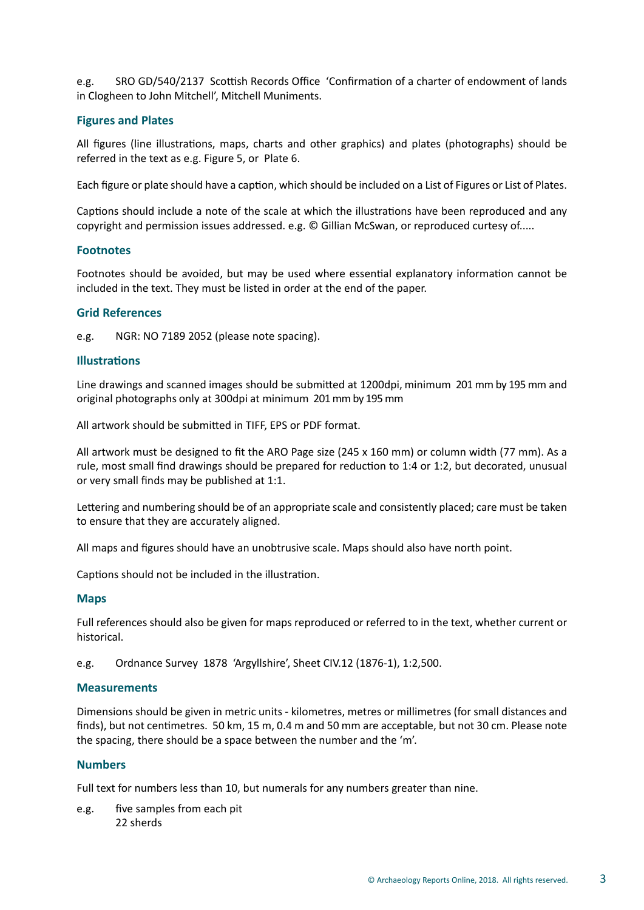e.g. SRO GD/540/2137 Scottish Records Office 'Confirmation of a charter of endowment of lands in Clogheen to John Mitchell', Mitchell Muniments.

### Figures and Plates

All figures (line illustrations, maps, charts and other graphics) and plates (photographs) should be referred in the text as e.g. Figure 5, or Plate 6.

Each figure or plate should have a caption, which should be included on a List of Figures or List of Plates.

Captions should include a note of the scale at which the illustrations have been reproduced and any copyright and permission issues addressed. e.g. © Gillian McSwan, or reproduced curtesy of.....

### Footnotes

Footnotes should be avoided, but may be used where essential explanatory information cannot be included in the text. They must be listed in order at the end of the paper.

### Grid References

e.g. NGR: NO 7189 2052 (please note spacing).

### Illustrations

Line drawings and scanned images should be submitted at 1200dpi, minimum 201 mm by 195 mm and original photographs only at 300dpi at minimum 201 mm by 195 mm

All artwork should be submitted in TIFF, EPS or PDF format.

All artwork must be designed to fit the ARO Page size (245 x 160 mm) or column width (77 mm). As a rule, most small find drawings should be prepared for reduction to 1:4 or 1:2, but decorated, unusual or very small finds may be published at 1:1.

Lettering and numbering should be of an appropriate scale and consistently placed; care must be taken to ensure that they are accurately aligned.

All maps and figures should have an unobtrusive scale. Maps should also have north point.

Captions should not be included in the illustration.

### Maps

Full references should also be given for maps reproduced or referred to in the text, whether current or historical.

e.g. Ordnance Survey 1878 'Argyllshire', Sheet CIV.12 (1876-1), 1:2,500.

### Measurements

Dimensions should be given in metric units - kilometres, metres or millimetres (for small distances and finds), but not centimetres. 50 km, 15 m, 0.4 m and 50 mm are acceptable, but not 30 cm. Please note the spacing, there should be a space between the number and the 'm'.

### Numbers

Full text for numbers less than 10, but numerals for any numbers greater than nine.

e.g. five samples from each pit
22 sherds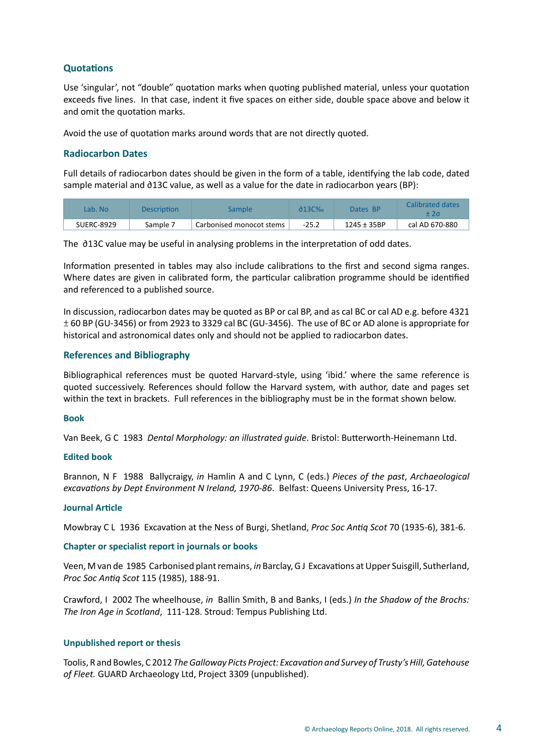## Quotations

Use 'singular', not "double" quotation marks when quoting published material, unless your quotation exceeds five lines. In that case, indent it five spaces on either side, double space above and below it and omit the quotation marks.

Avoid the use of quotation marks around words that are not directly quoted.

## Radiocarbon Dates

Full details of radiocarbon dates should be given in the form of a table, identifying the lab code, dated sample material and ∂13C value, as well as a value for the date in radiocarbon years (BP):

| Lab. No | Description | Sample | ∂13C‰ | Dates BP | Calibrated dates ± 2σ |
|---|---|---|---|---|---|
| SUERC-8929 | Sample 7 | Carbonised monocot stems | -25.2 | 1245 ± 35BP | cal AD 670-880 |

The ∂13C value may be useful in analysing problems in the interpretation of odd dates.

Information presented in tables may also include calibrations to the first and second sigma ranges. Where dates are given in calibrated form, the particular calibration programme should be identified and referenced to a published source.

In discussion, radiocarbon dates may be quoted as BP or cal BP, and as cal BC or cal AD e.g. before 4321 ± 60 BP (GU-3456) or from 2923 to 3329 cal BC (GU-3456). The use of BC or AD alone is appropriate for historical and astronomical dates only and should not be applied to radiocarbon dates.

## References and Bibliography

Bibliographical references must be quoted Harvard-style, using 'ibid.' where the same reference is quoted successively. References should follow the Harvard system, with author, date and pages set within the text in brackets. Full references in the bibliography must be in the format shown below.

### Book

Van Beek, G C 1983 *Dental Morphology: an illustrated guide*. Bristol: Butterworth-Heinemann Ltd.

### Edited book

Brannon, N F 1988 Ballycraigy, *in* Hamlin A and C Lynn, C (eds.) *Pieces of the past*, *Archaeological excavations by Dept Environment N Ireland, 1970-86*. Belfast: Queens University Press, 16-17.

### Journal Article

Mowbray C L 1936 Excavation at the Ness of Burgi, Shetland, *Proc Soc Antiq Scot* 70 (1935-6), 381-6.

### Chapter or specialist report in journals or books

Veen, M van de 1985 Carbonised plant remains, *in* Barclay, G J Excavations at Upper Suisgill, Sutherland, *Proc Soc Antiq Scot* 115 (1985), 188-91.

Crawford, I 2002 The wheelhouse, *in* Ballin Smith, B and Banks, I (eds.) *In the Shadow of the Brochs: The Iron Age in Scotland*, 111-128. Stroud: Tempus Publishing Ltd.

### Unpublished report or thesis

Toolis, R and Bowles, C 2012 *The Galloway Picts Project: Excavation and Survey of Trusty's Hill, Gatehouse of Fleet.* GUARD Archaeology Ltd, Project 3309 (unpublished).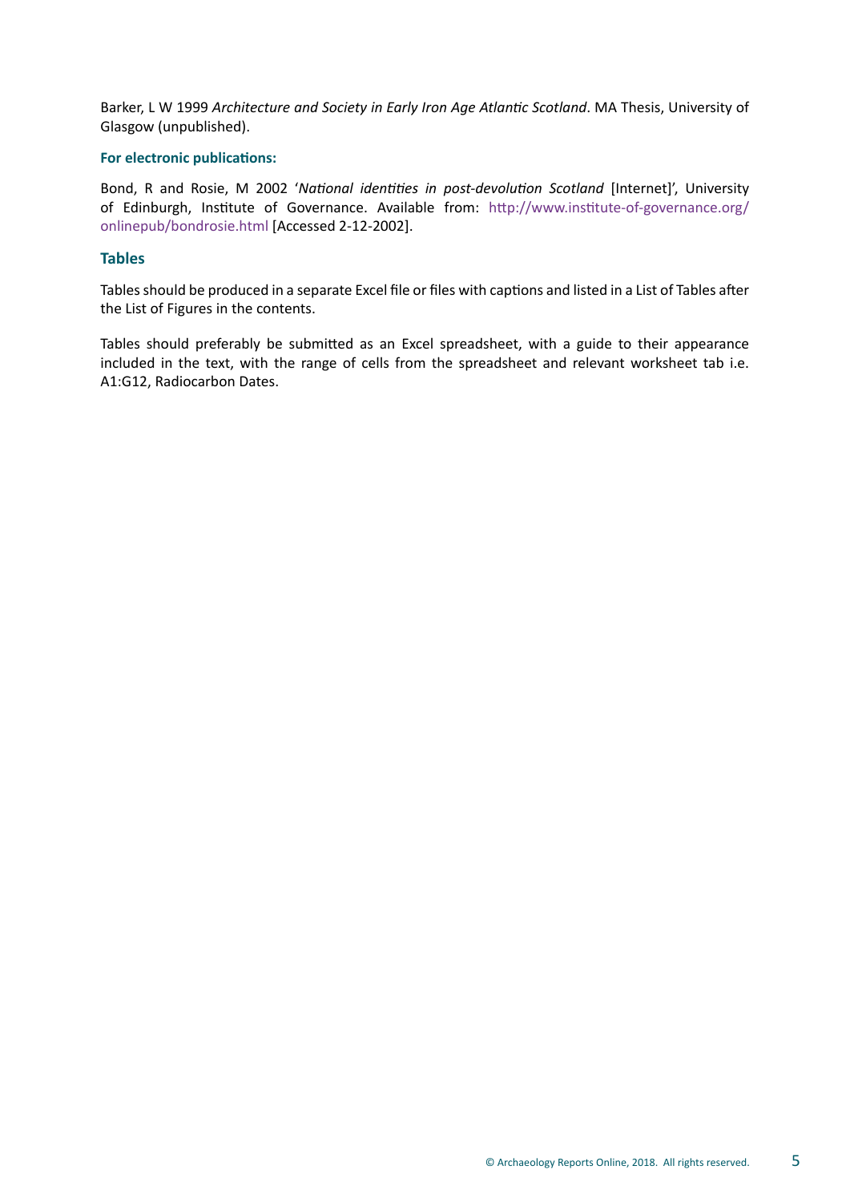Barker, L W 1999 *Architecture and Society in Early Iron Age Atlantic Scotland*. MA Thesis, University of Glasgow (unpublished).

**For electronic publications:**

Bond, R and Rosie, M 2002 '*National identities in post-devolution Scotland* [Internet]', University of Edinburgh, Institute of Governance. Available from: http://www.institute-of-governance.org/onlinepub/bondrosie.html [Accessed 2-12-2002].

## Tables

Tables should be produced in a separate Excel file or files with captions and listed in a List of Tables after the List of Figures in the contents.

Tables should preferably be submitted as an Excel spreadsheet, with a guide to their appearance included in the text, with the range of cells from the spreadsheet and relevant worksheet tab i.e. A1:G12, Radiocarbon Dates.